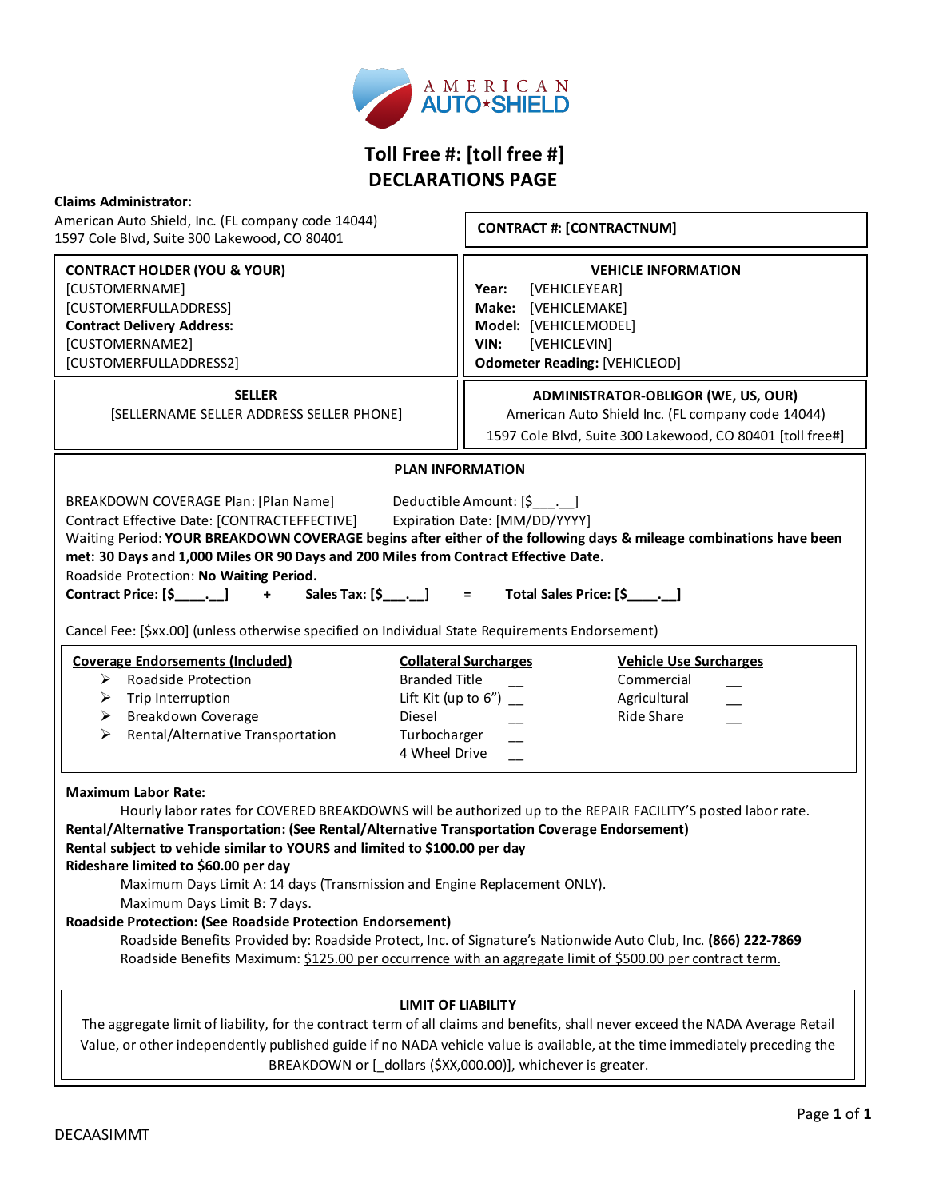AMERICAN AUTO★SHIELD

# Toll Free #: [toll free #]
# DECLARATIONS PAGE

**Claims Administrator:**
American Auto Shield, Inc. (FL company code 14044)
1597 Cole Blvd, Suite 300 Lakewood, CO 80401

**CONTRACT #: [CONTRACTNUM]**

**CONTRACT HOLDER (YOU & YOUR)**
[CUSTOMERNAME]
[CUSTOMERFULLADDRESS]
**Contract Delivery Address:**
[CUSTOMERNAME2]
[CUSTOMERFULLADDRESS2]

**VEHICLE INFORMATION**
**Year:** [VEHICLEYEAR]
**Make:** [VEHICLEMAKE]
**Model:** [VEHICLEMODEL]
**VIN:** [VEHICLEVIN]
**Odometer Reading:** [VEHICLEOD]

**SELLER**
[SELLERNAME SELLER ADDRESS SELLER PHONE]

**ADMINISTRATOR-OBLIGOR (WE, US, OUR)**
American Auto Shield Inc. (FL company code 14044)
1597 Cole Blvd, Suite 300 Lakewood, CO 80401 [toll free#]

## PLAN INFORMATION

BREAKDOWN COVERAGE Plan: [Plan Name] Deductible Amount: [$___.__]
Contract Effective Date: [CONTRACTEFFECTIVE] Expiration Date: [MM/DD/YYYY]
Waiting Period: **YOUR BREAKDOWN COVERAGE begins after either of the following days & mileage combinations have been met: 30 Days and 1,000 Miles OR 90 Days and 200 Miles from Contract Effective Date.**
Roadside Protection: **No Waiting Period.**
**Contract Price: [$____.__] + Sales Tax: [$___.__] = Total Sales Price: [$____.__]**

Cancel Fee: [$xx.00] (unless otherwise specified on Individual State Requirements Endorsement)

| Coverage Endorsements (Included) | Collateral Surcharges | Vehicle Use Surcharges |
|---|---|---|
| ➢ Roadside Protection | Branded Title __ | Commercial __ |
| ➢ Trip Interruption | Lift Kit (up to 6") __ | Agricultural __ |
| ➢ Breakdown Coverage | Diesel __ | Ride Share __ |
| ➢ Rental/Alternative Transportation | Turbocharger __ | |
| | 4 Wheel Drive __ | |

**Maximum Labor Rate:**
Hourly labor rates for COVERED BREAKDOWNS will be authorized up to the REPAIR FACILITY'S posted labor rate.
**Rental/Alternative Transportation: (See Rental/Alternative Transportation Coverage Endorsement)**
**Rental subject to vehicle similar to YOURS and limited to $100.00 per day**
**Rideshare limited to $60.00 per day**
Maximum Days Limit A: 14 days (Transmission and Engine Replacement ONLY).
Maximum Days Limit B: 7 days.
**Roadside Protection: (See Roadside Protection Endorsement)**
Roadside Benefits Provided by: Roadside Protect, Inc. of Signature's Nationwide Auto Club, Inc. **(866) 222-7869**
Roadside Benefits Maximum: $125.00 per occurrence with an aggregate limit of $500.00 per contract term.

**LIMIT OF LIABILITY**
The aggregate limit of liability, for the contract term of all claims and benefits, shall never exceed the NADA Average Retail Value, or other independently published guide if no NADA vehicle value is available, at the time immediately preceding the BREAKDOWN or [_dollars ($XX,000.00)], whichever is greater.

DECAASIMMT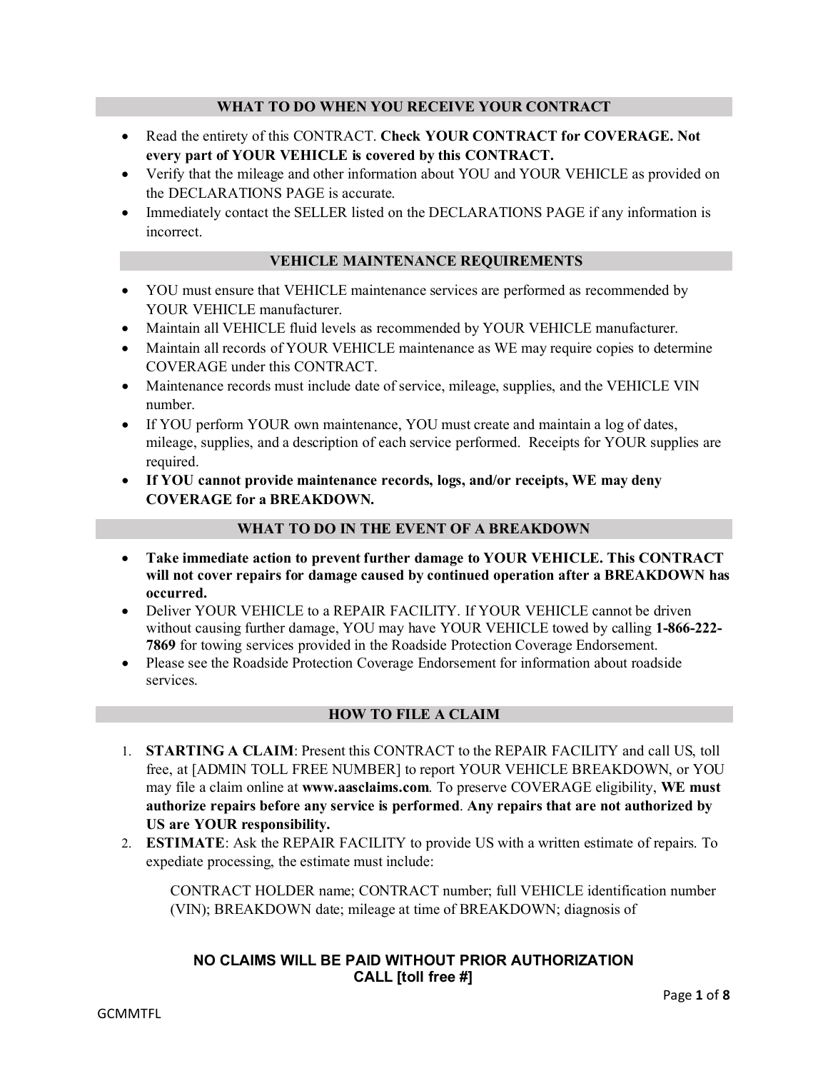## WHAT TO DO WHEN YOU RECEIVE YOUR CONTRACT

- Read the entirety of this CONTRACT. **Check YOUR CONTRACT for COVERAGE. Not every part of YOUR VEHICLE is covered by this CONTRACT.**
- Verify that the mileage and other information about YOU and YOUR VEHICLE as provided on the DECLARATIONS PAGE is accurate.
- Immediately contact the SELLER listed on the DECLARATIONS PAGE if any information is incorrect.

## VEHICLE MAINTENANCE REQUIREMENTS

- YOU must ensure that VEHICLE maintenance services are performed as recommended by YOUR VEHICLE manufacturer.
- Maintain all VEHICLE fluid levels as recommended by YOUR VEHICLE manufacturer.
- Maintain all records of YOUR VEHICLE maintenance as WE may require copies to determine COVERAGE under this CONTRACT.
- Maintenance records must include date of service, mileage, supplies, and the VEHICLE VIN number.
- If YOU perform YOUR own maintenance, YOU must create and maintain a log of dates, mileage, supplies, and a description of each service performed. Receipts for YOUR supplies are required.
- **If YOU cannot provide maintenance records, logs, and/or receipts, WE may deny COVERAGE for a BREAKDOWN.**

## WHAT TO DO IN THE EVENT OF A BREAKDOWN

- **Take immediate action to prevent further damage to YOUR VEHICLE. This CONTRACT will not cover repairs for damage caused by continued operation after a BREAKDOWN has occurred.**
- Deliver YOUR VEHICLE to a REPAIR FACILITY. If YOUR VEHICLE cannot be driven without causing further damage, YOU may have YOUR VEHICLE towed by calling **1-866-222-7869** for towing services provided in the Roadside Protection Coverage Endorsement.
- Please see the Roadside Protection Coverage Endorsement for information about roadside services.

## HOW TO FILE A CLAIM

1. **STARTING A CLAIM**: Present this CONTRACT to the REPAIR FACILITY and call US, toll free, at [ADMIN TOLL FREE NUMBER] to report YOUR VEHICLE BREAKDOWN, or YOU may file a claim online at **www.aasclaims.com**. To preserve COVERAGE eligibility, **WE must authorize repairs before any service is performed**. **Any repairs that are not authorized by US are YOUR responsibility.**
2. **ESTIMATE**: Ask the REPAIR FACILITY to provide US with a written estimate of repairs. To expedite processing, the estimate must include:

   CONTRACT HOLDER name; CONTRACT number; full VEHICLE identification number (VIN); BREAKDOWN date; mileage at time of BREAKDOWN; diagnosis of

**NO CLAIMS WILL BE PAID WITHOUT PRIOR AUTHORIZATION CALL [toll free #]**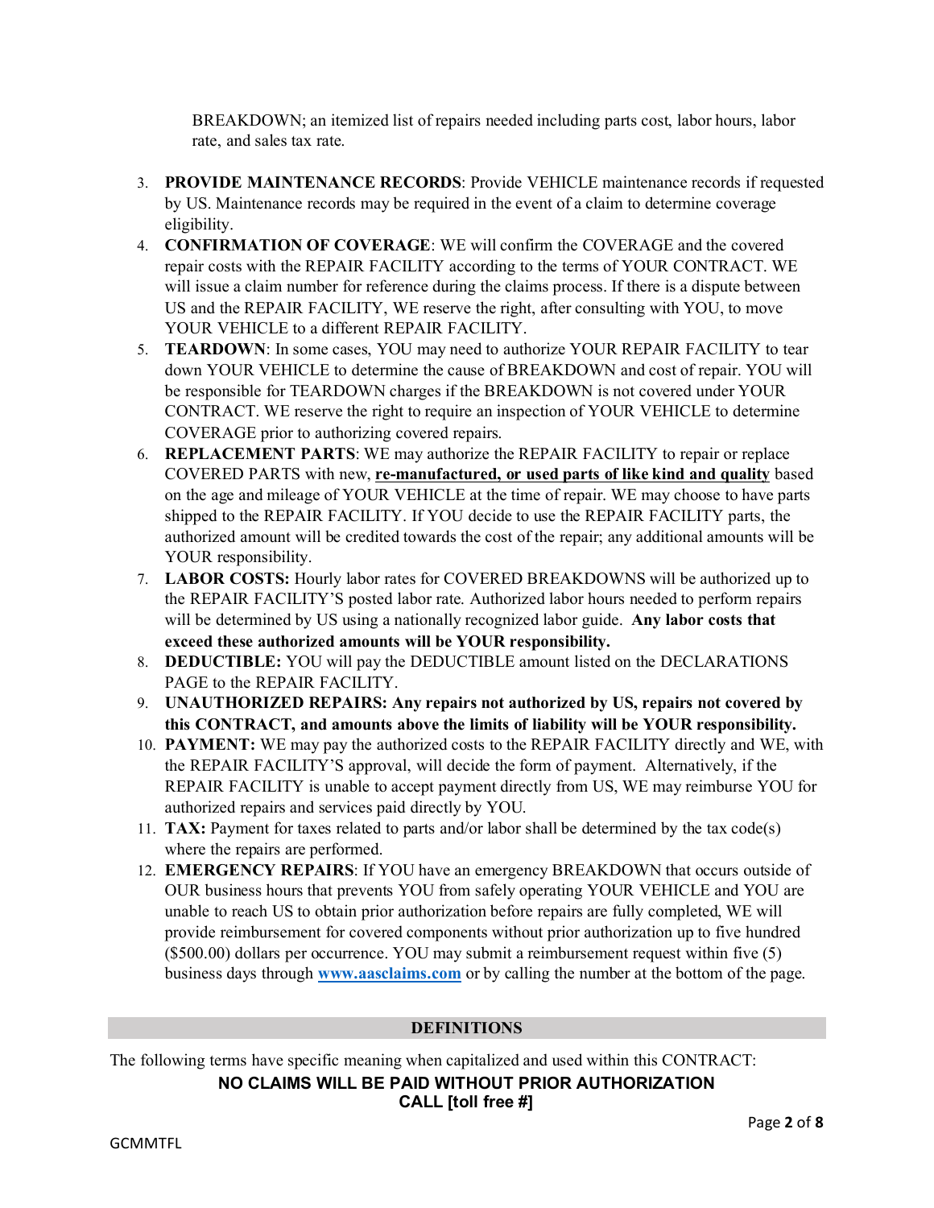BREAKDOWN; an itemized list of repairs needed including parts cost, labor hours, labor rate, and sales tax rate.

3. **PROVIDE MAINTENANCE RECORDS**: Provide VEHICLE maintenance records if requested by US. Maintenance records may be required in the event of a claim to determine coverage eligibility.
4. **CONFIRMATION OF COVERAGE**: WE will confirm the COVERAGE and the covered repair costs with the REPAIR FACILITY according to the terms of YOUR CONTRACT. WE will issue a claim number for reference during the claims process. If there is a dispute between US and the REPAIR FACILITY, WE reserve the right, after consulting with YOU, to move YOUR VEHICLE to a different REPAIR FACILITY.
5. **TEARDOWN**: In some cases, YOU may need to authorize YOUR REPAIR FACILITY to tear down YOUR VEHICLE to determine the cause of BREAKDOWN and cost of repair. YOU will be responsible for TEARDOWN charges if the BREAKDOWN is not covered under YOUR CONTRACT. WE reserve the right to require an inspection of YOUR VEHICLE to determine COVERAGE prior to authorizing covered repairs.
6. **REPLACEMENT PARTS**: WE may authorize the REPAIR FACILITY to repair or replace COVERED PARTS with new, **re-manufactured, or used parts of like kind and quality** based on the age and mileage of YOUR VEHICLE at the time of repair. WE may choose to have parts shipped to the REPAIR FACILITY. If YOU decide to use the REPAIR FACILITY parts, the authorized amount will be credited towards the cost of the repair; any additional amounts will be YOUR responsibility.
7. **LABOR COSTS:** Hourly labor rates for COVERED BREAKDOWNS will be authorized up to the REPAIR FACILITY'S posted labor rate. Authorized labor hours needed to perform repairs will be determined by US using a nationally recognized labor guide. **Any labor costs that exceed these authorized amounts will be YOUR responsibility.**
8. **DEDUCTIBLE:** YOU will pay the DEDUCTIBLE amount listed on the DECLARATIONS PAGE to the REPAIR FACILITY.
9. **UNAUTHORIZED REPAIRS: Any repairs not authorized by US, repairs not covered by this CONTRACT, and amounts above the limits of liability will be YOUR responsibility.**
10. **PAYMENT:** WE may pay the authorized costs to the REPAIR FACILITY directly and WE, with the REPAIR FACILITY'S approval, will decide the form of payment. Alternatively, if the REPAIR FACILITY is unable to accept payment directly from US, WE may reimburse YOU for authorized repairs and services paid directly by YOU.
11. **TAX:** Payment for taxes related to parts and/or labor shall be determined by the tax code(s) where the repairs are performed.
12. **EMERGENCY REPAIRS**: If YOU have an emergency BREAKDOWN that occurs outside of OUR business hours that prevents YOU from safely operating YOUR VEHICLE and YOU are unable to reach US to obtain prior authorization before repairs are fully completed, WE will provide reimbursement for covered components without prior authorization up to five hundred ($500.00) dollars per occurrence. YOU may submit a reimbursement request within five (5) business days through www.aasclaims.com or by calling the number at the bottom of the page.

## DEFINITIONS

The following terms have specific meaning when capitalized and used within this CONTRACT:

**NO CLAIMS WILL BE PAID WITHOUT PRIOR AUTHORIZATION**
**CALL [toll free #]**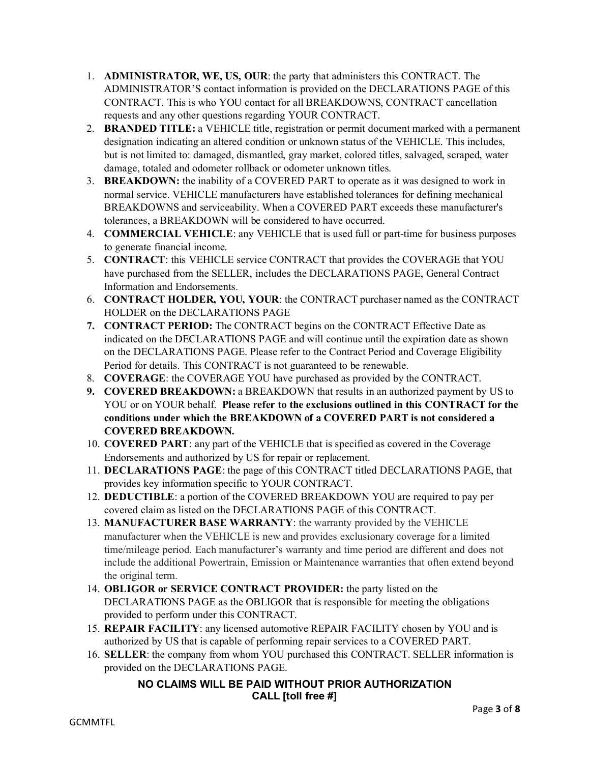1. **ADMINISTRATOR, WE, US, OUR**: the party that administers this CONTRACT. The ADMINISTRATOR'S contact information is provided on the DECLARATIONS PAGE of this CONTRACT. This is who YOU contact for all BREAKDOWNS, CONTRACT cancellation requests and any other questions regarding YOUR CONTRACT.
2. **BRANDED TITLE:** a VEHICLE title, registration or permit document marked with a permanent designation indicating an altered condition or unknown status of the VEHICLE. This includes, but is not limited to: damaged, dismantled, gray market, colored titles, salvaged, scraped, water damage, totaled and odometer rollback or odometer unknown titles.
3. **BREAKDOWN:** the inability of a COVERED PART to operate as it was designed to work in normal service. VEHICLE manufacturers have established tolerances for defining mechanical BREAKDOWNS and serviceability. When a COVERED PART exceeds these manufacturer's tolerances, a BREAKDOWN will be considered to have occurred.
4. **COMMERCIAL VEHICLE**: any VEHICLE that is used full or part-time for business purposes to generate financial income.
5. **CONTRACT**: this VEHICLE service CONTRACT that provides the COVERAGE that YOU have purchased from the SELLER, includes the DECLARATIONS PAGE, General Contract Information and Endorsements.
6. **CONTRACT HOLDER, YOU, YOUR**: the CONTRACT purchaser named as the CONTRACT HOLDER on the DECLARATIONS PAGE
7. **CONTRACT PERIOD:** The CONTRACT begins on the CONTRACT Effective Date as indicated on the DECLARATIONS PAGE and will continue until the expiration date as shown on the DECLARATIONS PAGE. Please refer to the Contract Period and Coverage Eligibility Period for details. This CONTRACT is not guaranteed to be renewable.
8. **COVERAGE**: the COVERAGE YOU have purchased as provided by the CONTRACT.
9. **COVERED BREAKDOWN:** a BREAKDOWN that results in an authorized payment by US to YOU or on YOUR behalf. **Please refer to the exclusions outlined in this CONTRACT for the conditions under which the BREAKDOWN of a COVERED PART is not considered a COVERED BREAKDOWN.**
10. **COVERED PART**: any part of the VEHICLE that is specified as covered in the Coverage Endorsements and authorized by US for repair or replacement.
11. **DECLARATIONS PAGE**: the page of this CONTRACT titled DECLARATIONS PAGE, that provides key information specific to YOUR CONTRACT.
12. **DEDUCTIBLE**: a portion of the COVERED BREAKDOWN YOU are required to pay per covered claim as listed on the DECLARATIONS PAGE of this CONTRACT.
13. **MANUFACTURER BASE WARRANTY**: the warranty provided by the VEHICLE manufacturer when the VEHICLE is new and provides exclusionary coverage for a limited time/mileage period. Each manufacturer's warranty and time period are different and does not include the additional Powertrain, Emission or Maintenance warranties that often extend beyond the original term.
14. **OBLIGOR or SERVICE CONTRACT PROVIDER:** the party listed on the DECLARATIONS PAGE as the OBLIGOR that is responsible for meeting the obligations provided to perform under this CONTRACT.
15. **REPAIR FACILITY**: any licensed automotive REPAIR FACILITY chosen by YOU and is authorized by US that is capable of performing repair services to a COVERED PART.
16. **SELLER**: the company from whom YOU purchased this CONTRACT. SELLER information is provided on the DECLARATIONS PAGE.

**NO CLAIMS WILL BE PAID WITHOUT PRIOR AUTHORIZATION**
**CALL [toll free #]**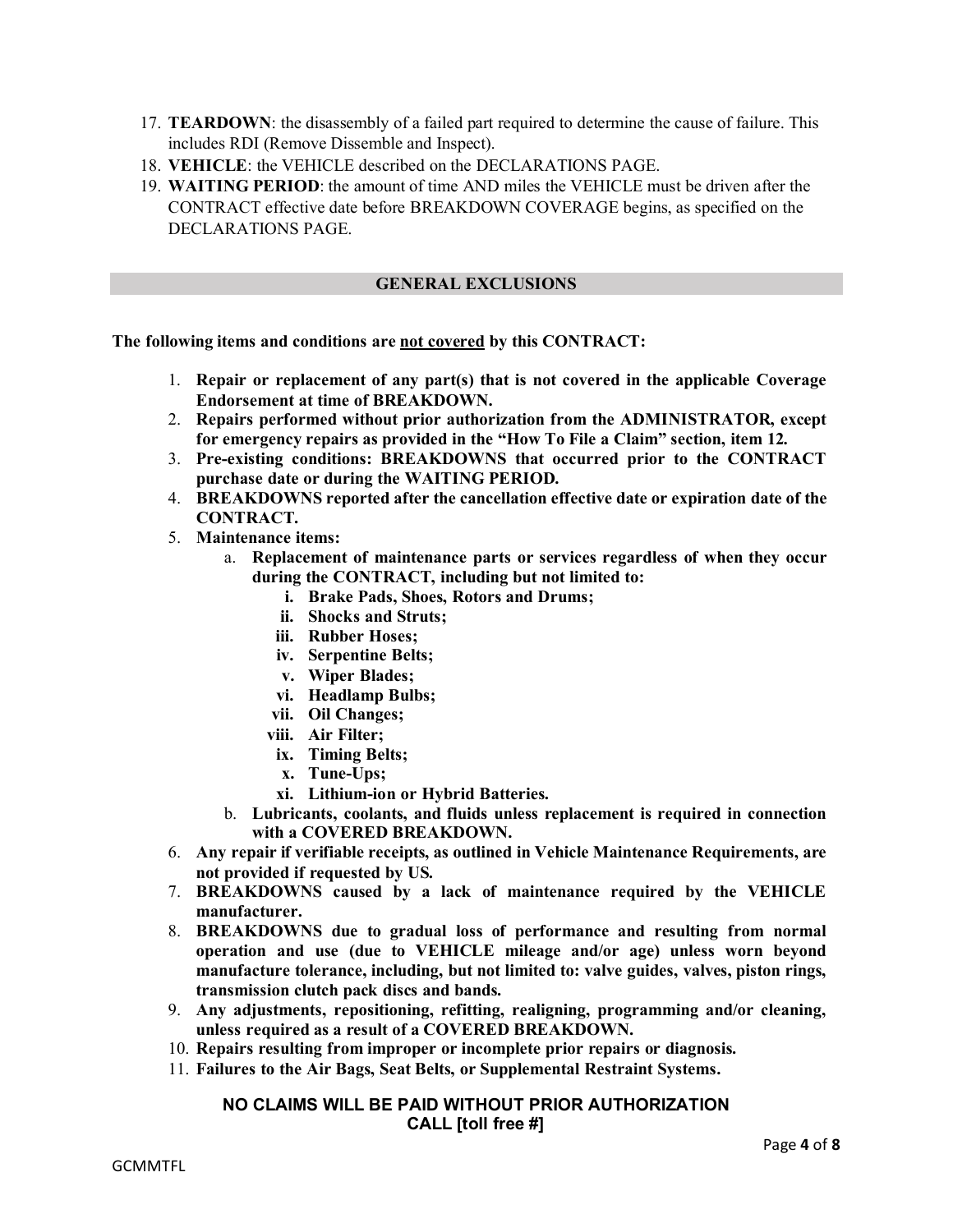17. **TEARDOWN**: the disassembly of a failed part required to determine the cause of failure. This includes RDI (Remove Dissemble and Inspect).
18. **VEHICLE**: the VEHICLE described on the DECLARATIONS PAGE.
19. **WAITING PERIOD**: the amount of time AND miles the VEHICLE must be driven after the CONTRACT effective date before BREAKDOWN COVERAGE begins, as specified on the DECLARATIONS PAGE.

## GENERAL EXCLUSIONS

**The following items and conditions are <u>not covered</u> by this CONTRACT:**

1. **Repair or replacement of any part(s) that is not covered in the applicable Coverage Endorsement at time of BREAKDOWN.**
2. **Repairs performed without prior authorization from the ADMINISTRATOR, except for emergency repairs as provided in the "How To File a Claim" section, item 12.**
3. **Pre-existing conditions: BREAKDOWNS that occurred prior to the CONTRACT purchase date or during the WAITING PERIOD.**
4. **BREAKDOWNS reported after the cancellation effective date or expiration date of the CONTRACT.**
5. **Maintenance items:**
   a. **Replacement of maintenance parts or services regardless of when they occur during the CONTRACT, including but not limited to:**
      i. **Brake Pads, Shoes, Rotors and Drums;**
      ii. **Shocks and Struts;**
      iii. **Rubber Hoses;**
      iv. **Serpentine Belts;**
      v. **Wiper Blades;**
      vi. **Headlamp Bulbs;**
      vii. **Oil Changes;**
      viii. **Air Filter;**
      ix. **Timing Belts;**
      x. **Tune-Ups;**
      xi. **Lithium-ion or Hybrid Batteries.**
   b. **Lubricants, coolants, and fluids unless replacement is required in connection with a COVERED BREAKDOWN.**
6. **Any repair if verifiable receipts, as outlined in Vehicle Maintenance Requirements, are not provided if requested by US.**
7. **BREAKDOWNS caused by a lack of maintenance required by the VEHICLE manufacturer.**
8. **BREAKDOWNS due to gradual loss of performance and resulting from normal operation and use (due to VEHICLE mileage and/or age) unless worn beyond manufacture tolerance, including, but not limited to: valve guides, valves, piston rings, transmission clutch pack discs and bands.**
9. **Any adjustments, repositioning, refitting, realigning, programming and/or cleaning, unless required as a result of a COVERED BREAKDOWN.**
10. **Repairs resulting from improper or incomplete prior repairs or diagnosis.**
11. **Failures to the Air Bags, Seat Belts, or Supplemental Restraint Systems.**

**NO CLAIMS WILL BE PAID WITHOUT PRIOR AUTHORIZATION CALL [toll free #]**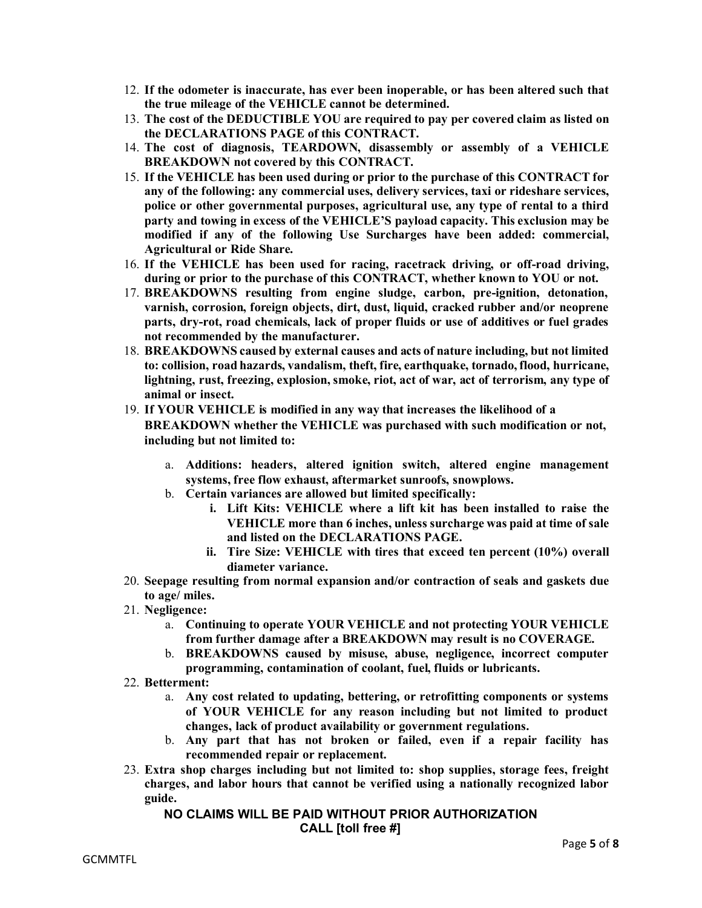12. **If the odometer is inaccurate, has ever been inoperable, or has been altered such that the true mileage of the VEHICLE cannot be determined.**
13. **The cost of the DEDUCTIBLE YOU are required to pay per covered claim as listed on the DECLARATIONS PAGE of this CONTRACT.**
14. **The cost of diagnosis, TEARDOWN, disassembly or assembly of a VEHICLE BREAKDOWN not covered by this CONTRACT.**
15. **If the VEHICLE has been used during or prior to the purchase of this CONTRACT for any of the following: any commercial uses, delivery services, taxi or rideshare services, police or other governmental purposes, agricultural use, any type of rental to a third party and towing in excess of the VEHICLE'S payload capacity. This exclusion may be modified if any of the following Use Surcharges have been added: commercial, Agricultural or Ride Share.**
16. **If the VEHICLE has been used for racing, racetrack driving, or off-road driving, during or prior to the purchase of this CONTRACT, whether known to YOU or not.**
17. **BREAKDOWNS resulting from engine sludge, carbon, pre-ignition, detonation, varnish, corrosion, foreign objects, dirt, dust, liquid, cracked rubber and/or neoprene parts, dry-rot, road chemicals, lack of proper fluids or use of additives or fuel grades not recommended by the manufacturer.**
18. **BREAKDOWNS caused by external causes and acts of nature including, but not limited to: collision, road hazards, vandalism, theft, fire, earthquake, tornado, flood, hurricane, lightning, rust, freezing, explosion, smoke, riot, act of war, act of terrorism, any type of animal or insect.**
19. **If YOUR VEHICLE is modified in any way that increases the likelihood of a BREAKDOWN whether the VEHICLE was purchased with such modification or not, including but not limited to:**
    a. **Additions: headers, altered ignition switch, altered engine management systems, free flow exhaust, aftermarket sunroofs, snowplows.**
    b. **Certain variances are allowed but limited specifically:**
        i. **Lift Kits: VEHICLE where a lift kit has been installed to raise the VEHICLE more than 6 inches, unless surcharge was paid at time of sale and listed on the DECLARATIONS PAGE.**
        ii. **Tire Size: VEHICLE with tires that exceed ten percent (10%) overall diameter variance.**
20. **Seepage resulting from normal expansion and/or contraction of seals and gaskets due to age/ miles.**
21. **Negligence:**
    a. **Continuing to operate YOUR VEHICLE and not protecting YOUR VEHICLE from further damage after a BREAKDOWN may result is no COVERAGE.**
    b. **BREAKDOWNS caused by misuse, abuse, negligence, incorrect computer programming, contamination of coolant, fuel, fluids or lubricants.**
22. **Betterment:**
    a. **Any cost related to updating, bettering, or retrofitting components or systems of YOUR VEHICLE for any reason including but not limited to product changes, lack of product availability or government regulations.**
    b. **Any part that has not broken or failed, even if a repair facility has recommended repair or replacement.**
23. **Extra shop charges including but not limited to: shop supplies, storage fees, freight charges, and labor hours that cannot be verified using a nationally recognized labor guide.**

**NO CLAIMS WILL BE PAID WITHOUT PRIOR AUTHORIZATION CALL [toll free #]**

GCMMTFL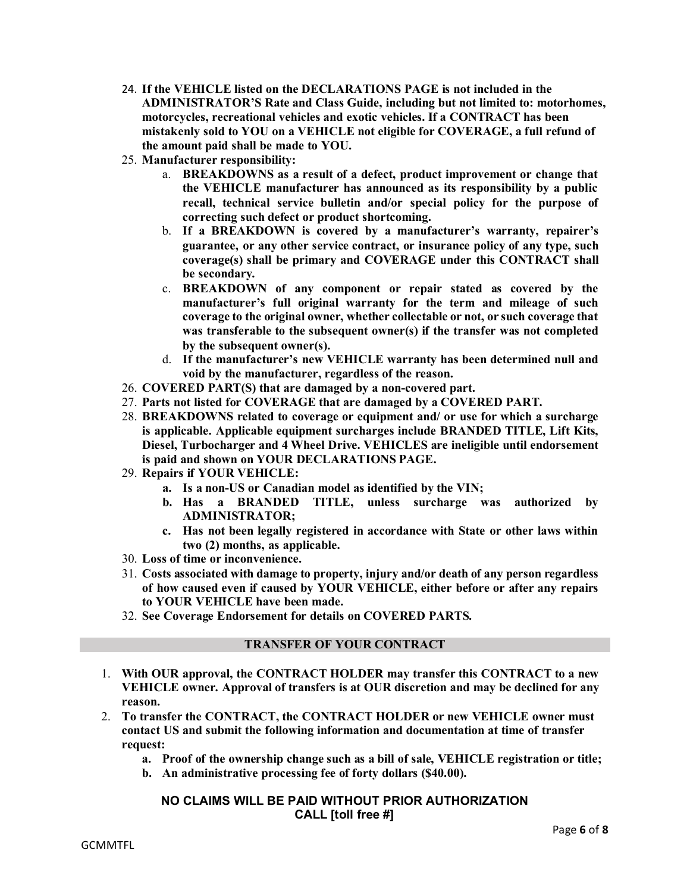24. **If the VEHICLE listed on the DECLARATIONS PAGE is not included in the ADMINISTRATOR'S Rate and Class Guide, including but not limited to: motorhomes, motorcycles, recreational vehicles and exotic vehicles. If a CONTRACT has been mistakenly sold to YOU on a VEHICLE not eligible for COVERAGE, a full refund of the amount paid shall be made to YOU.**
25. **Manufacturer responsibility:**
    a. **BREAKDOWNS as a result of a defect, product improvement or change that the VEHICLE manufacturer has announced as its responsibility by a public recall, technical service bulletin and/or special policy for the purpose of correcting such defect or product shortcoming.**
    b. **If a BREAKDOWN is covered by a manufacturer's warranty, repairer's guarantee, or any other service contract, or insurance policy of any type, such coverage(s) shall be primary and COVERAGE under this CONTRACT shall be secondary.**
    c. **BREAKDOWN of any component or repair stated as covered by the manufacturer's full original warranty for the term and mileage of such coverage to the original owner, whether collectable or not, or such coverage that was transferable to the subsequent owner(s) if the transfer was not completed by the subsequent owner(s).**
    d. **If the manufacturer's new VEHICLE warranty has been determined null and void by the manufacturer, regardless of the reason.**
26. **COVERED PART(S) that are damaged by a non-covered part.**
27. **Parts not listed for COVERAGE that are damaged by a COVERED PART.**
28. **BREAKDOWNS related to coverage or equipment and/ or use for which a surcharge is applicable. Applicable equipment surcharges include BRANDED TITLE, Lift Kits, Diesel, Turbocharger and 4 Wheel Drive. VEHICLES are ineligible until endorsement is paid and shown on YOUR DECLARATIONS PAGE.**
29. **Repairs if YOUR VEHICLE:**
    a. **Is a non-US or Canadian model as identified by the VIN;**
    b. **Has a BRANDED TITLE, unless surcharge was authorized by ADMINISTRATOR;**
    c. **Has not been legally registered in accordance with State or other laws within two (2) months, as applicable.**
30. **Loss of time or inconvenience.**
31. **Costs associated with damage to property, injury and/or death of any person regardless of how caused even if caused by YOUR VEHICLE, either before or after any repairs to YOUR VEHICLE have been made.**
32. **See Coverage Endorsement for details on COVERED PARTS.**

## TRANSFER OF YOUR CONTRACT

1. **With OUR approval, the CONTRACT HOLDER may transfer this CONTRACT to a new VEHICLE owner. Approval of transfers is at OUR discretion and may be declined for any reason.**
2. **To transfer the CONTRACT, the CONTRACT HOLDER or new VEHICLE owner must contact US and submit the following information and documentation at time of transfer request:**
    a. **Proof of the ownership change such as a bill of sale, VEHICLE registration or title;**
    b. **An administrative processing fee of forty dollars ($40.00).**

**NO CLAIMS WILL BE PAID WITHOUT PRIOR AUTHORIZATION CALL [toll free #]**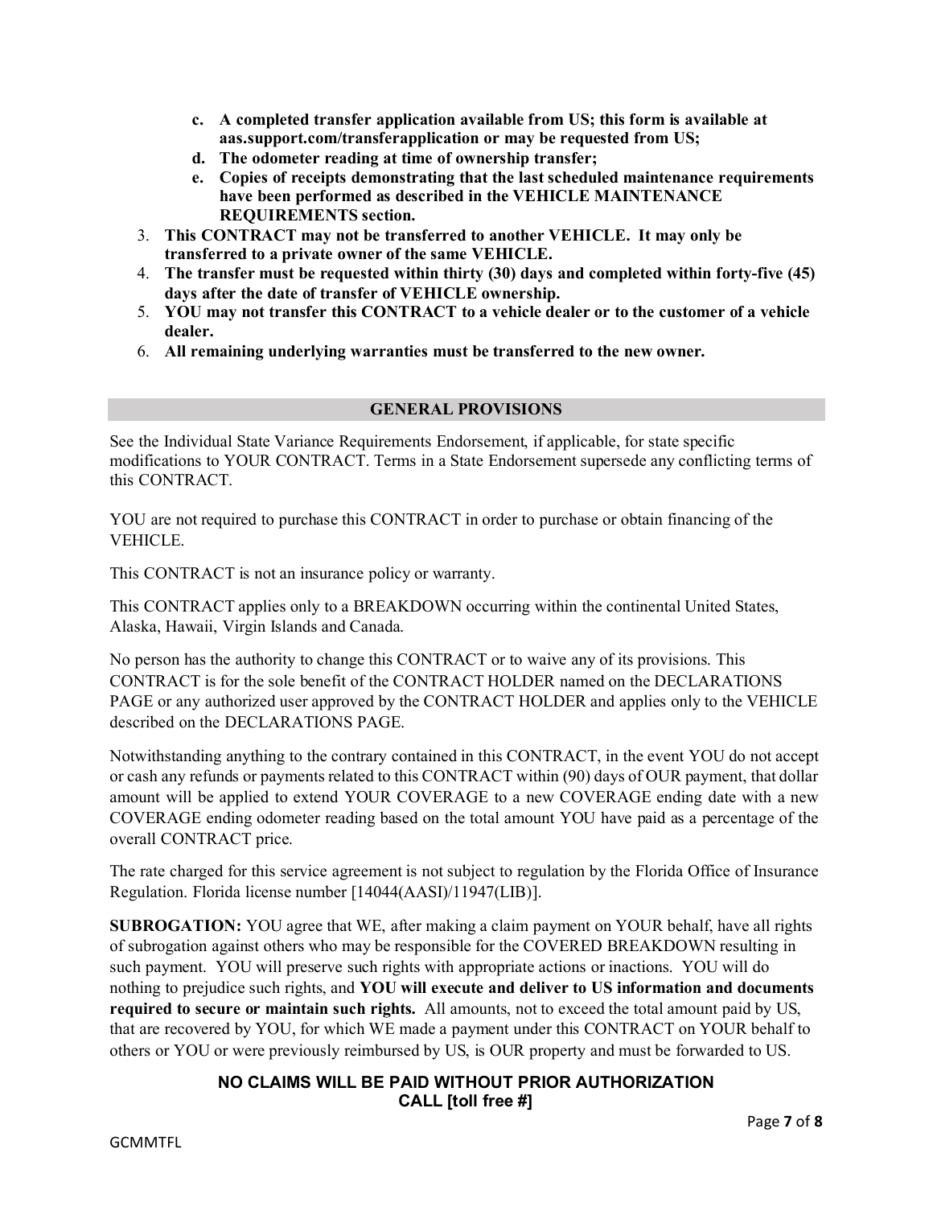- c. **A completed transfer application available from US; this form is available at aas.support.com/transferapplication or may be requested from US;**
   - d. **The odometer reading at time of ownership transfer;**
   - e. **Copies of receipts demonstrating that the last scheduled maintenance requirements have been performed as described in the VEHICLE MAINTENANCE REQUIREMENTS section.**
3. **This CONTRACT may not be transferred to another VEHICLE. It may only be transferred to a private owner of the same VEHICLE.**
4. **The transfer must be requested within thirty (30) days and completed within forty-five (45) days after the date of transfer of VEHICLE ownership.**
5. **YOU may not transfer this CONTRACT to a vehicle dealer or to the customer of a vehicle dealer.**
6. **All remaining underlying warranties must be transferred to the new owner.**

## GENERAL PROVISIONS

See the Individual State Variance Requirements Endorsement, if applicable, for state specific modifications to YOUR CONTRACT. Terms in a State Endorsement supersede any conflicting terms of this CONTRACT.

YOU are not required to purchase this CONTRACT in order to purchase or obtain financing of the VEHICLE.

This CONTRACT is not an insurance policy or warranty.

This CONTRACT applies only to a BREAKDOWN occurring within the continental United States, Alaska, Hawaii, Virgin Islands and Canada.

No person has the authority to change this CONTRACT or to waive any of its provisions. This CONTRACT is for the sole benefit of the CONTRACT HOLDER named on the DECLARATIONS PAGE or any authorized user approved by the CONTRACT HOLDER and applies only to the VEHICLE described on the DECLARATIONS PAGE.

Notwithstanding anything to the contrary contained in this CONTRACT, in the event YOU do not accept or cash any refunds or payments related to this CONTRACT within (90) days of OUR payment, that dollar amount will be applied to extend YOUR COVERAGE to a new COVERAGE ending date with a new COVERAGE ending odometer reading based on the total amount YOU have paid as a percentage of the overall CONTRACT price.

The rate charged for this service agreement is not subject to regulation by the Florida Office of Insurance Regulation. Florida license number [14044(AASI)/11947(LIB)].

**SUBROGATION:** YOU agree that WE, after making a claim payment on YOUR behalf, have all rights of subrogation against others who may be responsible for the COVERED BREAKDOWN resulting in such payment. YOU will preserve such rights with appropriate actions or inactions. YOU will do nothing to prejudice such rights, and **YOU will execute and deliver to US information and documents required to secure or maintain such rights.** All amounts, not to exceed the total amount paid by US, that are recovered by YOU, for which WE made a payment under this CONTRACT on YOUR behalf to others or YOU or were previously reimbursed by US, is OUR property and must be forwarded to US.

**NO CLAIMS WILL BE PAID WITHOUT PRIOR AUTHORIZATION**
**CALL [toll free #]**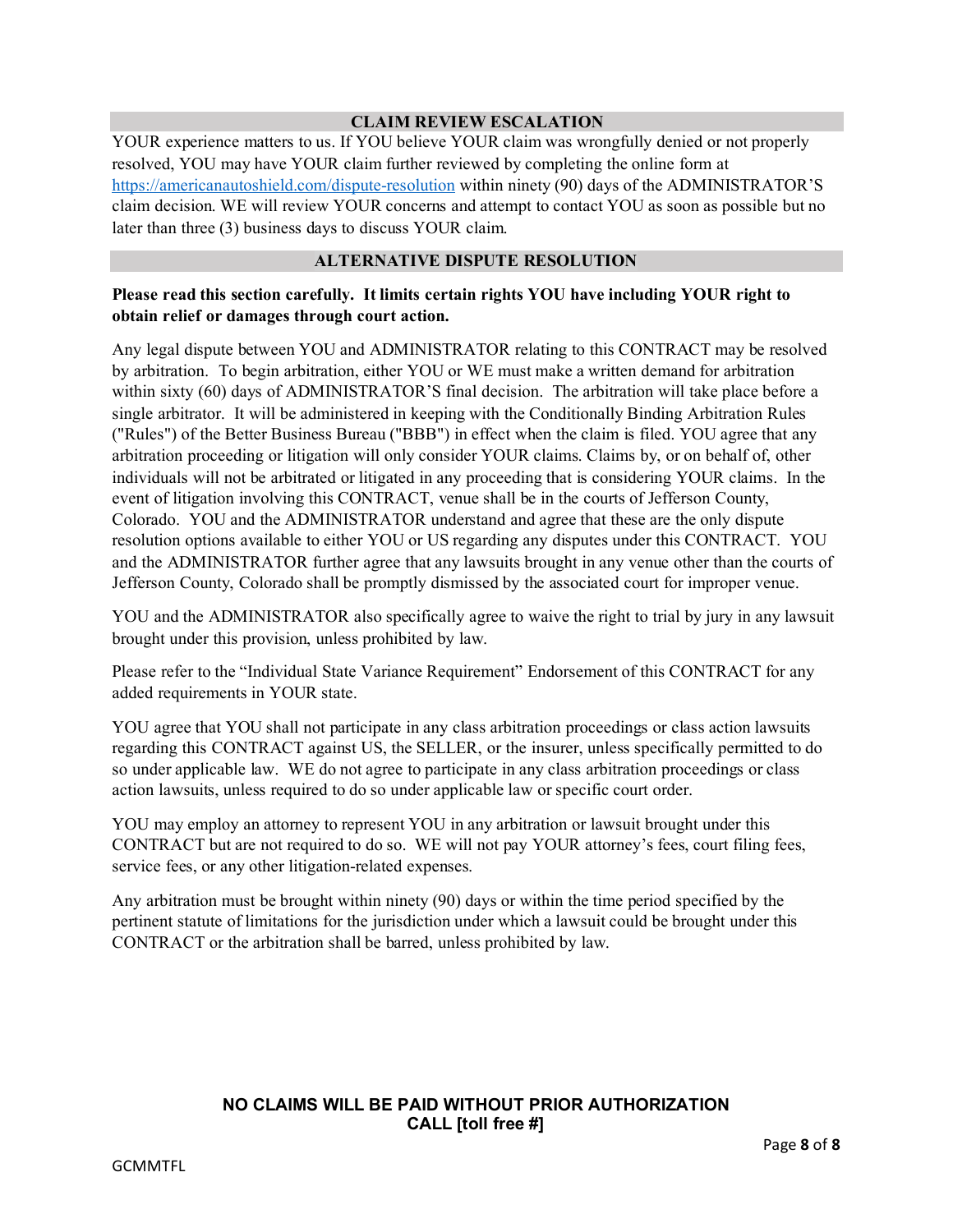## CLAIM REVIEW ESCALATION

YOUR experience matters to us. If YOU believe YOUR claim was wrongfully denied or not properly resolved, YOU may have YOUR claim further reviewed by completing the online form at https://americanautoshield.com/dispute-resolution within ninety (90) days of the ADMINISTRATOR'S claim decision. WE will review YOUR concerns and attempt to contact YOU as soon as possible but no later than three (3) business days to discuss YOUR claim.

## ALTERNATIVE DISPUTE RESOLUTION

**Please read this section carefully. It limits certain rights YOU have including YOUR right to obtain relief or damages through court action.**

Any legal dispute between YOU and ADMINISTRATOR relating to this CONTRACT may be resolved by arbitration. To begin arbitration, either YOU or WE must make a written demand for arbitration within sixty (60) days of ADMINISTRATOR'S final decision. The arbitration will take place before a single arbitrator. It will be administered in keeping with the Conditionally Binding Arbitration Rules ("Rules") of the Better Business Bureau ("BBB") in effect when the claim is filed. YOU agree that any arbitration proceeding or litigation will only consider YOUR claims. Claims by, or on behalf of, other individuals will not be arbitrated or litigated in any proceeding that is considering YOUR claims. In the event of litigation involving this CONTRACT, venue shall be in the courts of Jefferson County, Colorado. YOU and the ADMINISTRATOR understand and agree that these are the only dispute resolution options available to either YOU or US regarding any disputes under this CONTRACT. YOU and the ADMINISTRATOR further agree that any lawsuits brought in any venue other than the courts of Jefferson County, Colorado shall be promptly dismissed by the associated court for improper venue.

YOU and the ADMINISTRATOR also specifically agree to waive the right to trial by jury in any lawsuit brought under this provision, unless prohibited by law.

Please refer to the "Individual State Variance Requirement" Endorsement of this CONTRACT for any added requirements in YOUR state.

YOU agree that YOU shall not participate in any class arbitration proceedings or class action lawsuits regarding this CONTRACT against US, the SELLER, or the insurer, unless specifically permitted to do so under applicable law. WE do not agree to participate in any class arbitration proceedings or class action lawsuits, unless required to do so under applicable law or specific court order.

YOU may employ an attorney to represent YOU in any arbitration or lawsuit brought under this CONTRACT but are not required to do so. WE will not pay YOUR attorney's fees, court filing fees, service fees, or any other litigation-related expenses.

Any arbitration must be brought within ninety (90) days or within the time period specified by the pertinent statute of limitations for the jurisdiction under which a lawsuit could be brought under this CONTRACT or the arbitration shall be barred, unless prohibited by law.

**NO CLAIMS WILL BE PAID WITHOUT PRIOR AUTHORIZATION**
**CALL [toll free #]**

GCMMTFL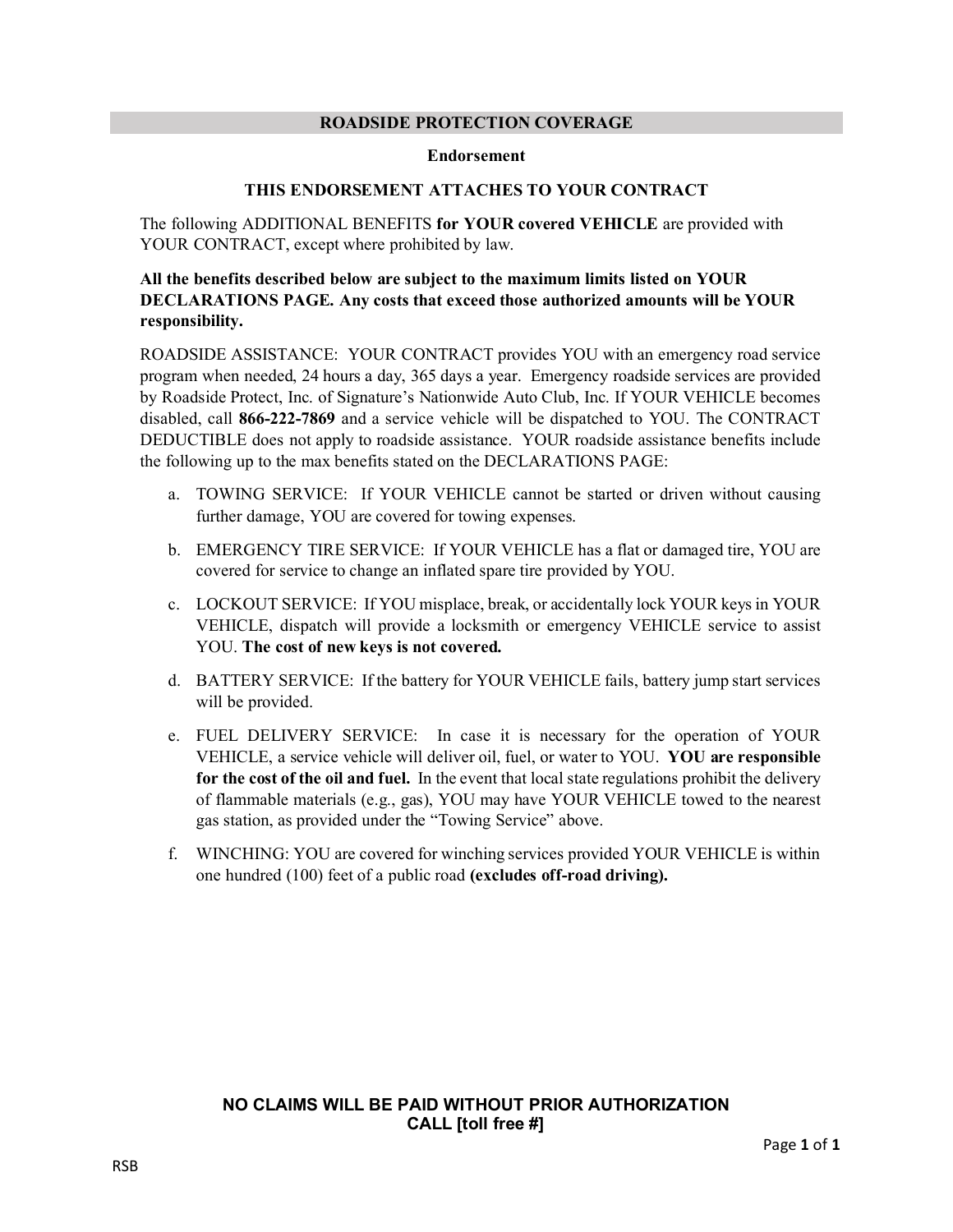## ROADSIDE PROTECTION COVERAGE

**Endorsement**

**THIS ENDORSEMENT ATTACHES TO YOUR CONTRACT**

The following ADDITIONAL BENEFITS **for YOUR covered VEHICLE** are provided with YOUR CONTRACT, except where prohibited by law.

**All the benefits described below are subject to the maximum limits listed on YOUR DECLARATIONS PAGE. Any costs that exceed those authorized amounts will be YOUR responsibility.**

ROADSIDE ASSISTANCE: YOUR CONTRACT provides YOU with an emergency road service program when needed, 24 hours a day, 365 days a year. Emergency roadside services are provided by Roadside Protect, Inc. of Signature's Nationwide Auto Club, Inc. If YOUR VEHICLE becomes disabled, call **866-222-7869** and a service vehicle will be dispatched to YOU. The CONTRACT DEDUCTIBLE does not apply to roadside assistance. YOUR roadside assistance benefits include the following up to the max benefits stated on the DECLARATIONS PAGE:

a. TOWING SERVICE: If YOUR VEHICLE cannot be started or driven without causing further damage, YOU are covered for towing expenses.

b. EMERGENCY TIRE SERVICE: If YOUR VEHICLE has a flat or damaged tire, YOU are covered for service to change an inflated spare tire provided by YOU.

c. LOCKOUT SERVICE: If YOU misplace, break, or accidentally lock YOUR keys in YOUR VEHICLE, dispatch will provide a locksmith or emergency VEHICLE service to assist YOU. **The cost of new keys is not covered.**

d. BATTERY SERVICE: If the battery for YOUR VEHICLE fails, battery jump start services will be provided.

e. FUEL DELIVERY SERVICE: In case it is necessary for the operation of YOUR VEHICLE, a service vehicle will deliver oil, fuel, or water to YOU. **YOU are responsible for the cost of the oil and fuel.** In the event that local state regulations prohibit the delivery of flammable materials (e.g., gas), YOU may have YOUR VEHICLE towed to the nearest gas station, as provided under the "Towing Service" above.

f. WINCHING: YOU are covered for winching services provided YOUR VEHICLE is within one hundred (100) feet of a public road **(excludes off-road driving).**

**NO CLAIMS WILL BE PAID WITHOUT PRIOR AUTHORIZATION**
**CALL [toll free #]**

RSB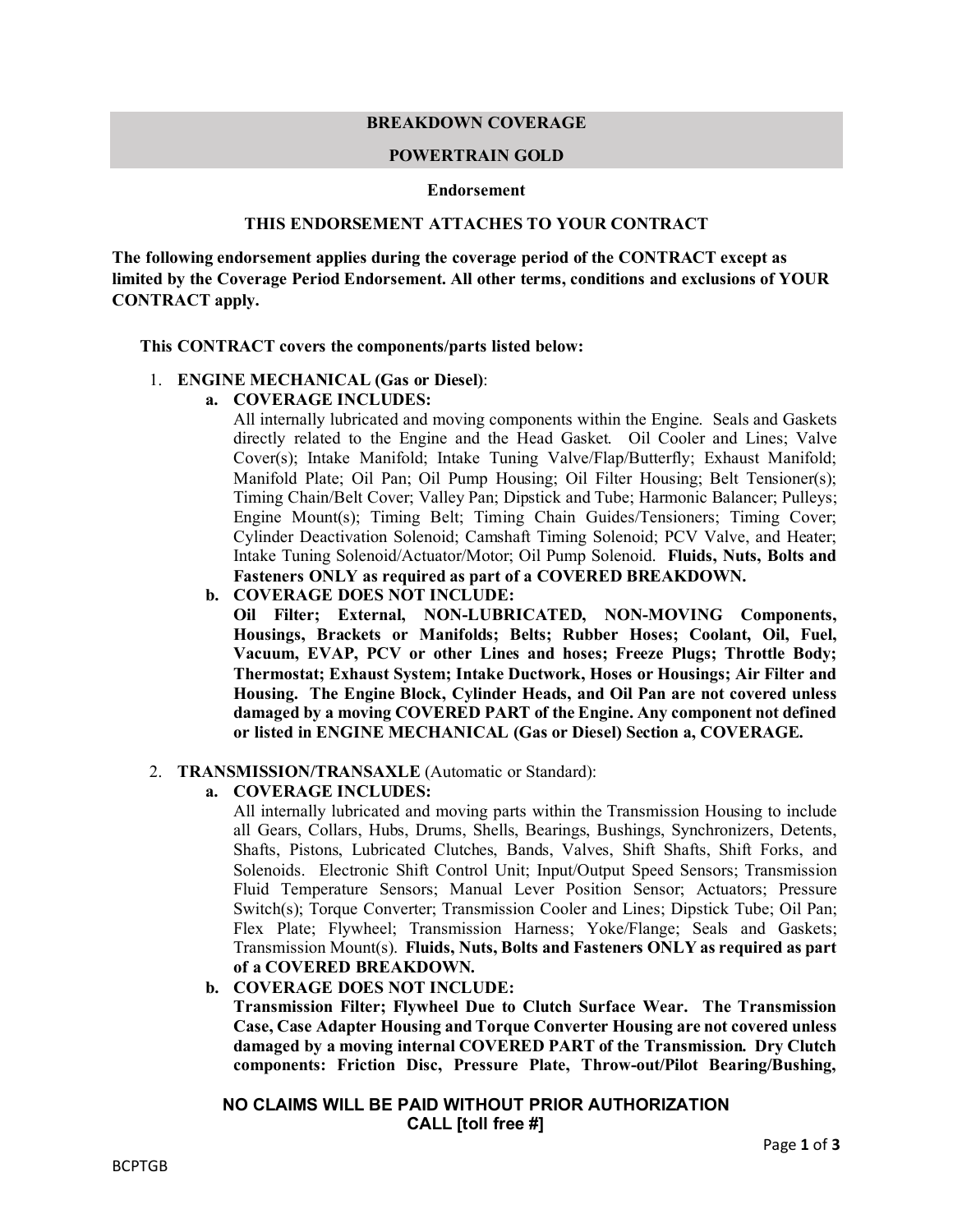## BREAKDOWN COVERAGE

## POWERTRAIN GOLD

**Endorsement**

**THIS ENDORSEMENT ATTACHES TO YOUR CONTRACT**

**The following endorsement applies during the coverage period of the CONTRACT except as limited by the Coverage Period Endorsement. All other terms, conditions and exclusions of YOUR CONTRACT apply.**

**This CONTRACT covers the components/parts listed below:**

1. **ENGINE MECHANICAL (Gas or Diesel)**:
   a. **COVERAGE INCLUDES:**
      All internally lubricated and moving components within the Engine. Seals and Gaskets directly related to the Engine and the Head Gasket. Oil Cooler and Lines; Valve Cover(s); Intake Manifold; Intake Tuning Valve/Flap/Butterfly; Exhaust Manifold; Manifold Plate; Oil Pan; Oil Pump Housing; Oil Filter Housing; Belt Tensioner(s); Timing Chain/Belt Cover; Valley Pan; Dipstick and Tube; Harmonic Balancer; Pulleys; Engine Mount(s); Timing Belt; Timing Chain Guides/Tensioners; Timing Cover; Cylinder Deactivation Solenoid; Camshaft Timing Solenoid; PCV Valve, and Heater; Intake Tuning Solenoid/Actuator/Motor; Oil Pump Solenoid. **Fluids, Nuts, Bolts and Fasteners ONLY as required as part of a COVERED BREAKDOWN.**

   b. **COVERAGE DOES NOT INCLUDE:**
      **Oil Filter; External, NON-LUBRICATED, NON-MOVING Components, Housings, Brackets or Manifolds; Belts; Rubber Hoses; Coolant, Oil, Fuel, Vacuum, EVAP, PCV or other Lines and hoses; Freeze Plugs; Throttle Body; Thermostat; Exhaust System; Intake Ductwork, Hoses or Housings; Air Filter and Housing. The Engine Block, Cylinder Heads, and Oil Pan are not covered unless damaged by a moving COVERED PART of the Engine. Any component not defined or listed in ENGINE MECHANICAL (Gas or Diesel) Section a, COVERAGE.**

2. **TRANSMISSION/TRANSAXLE** (Automatic or Standard):
   a. **COVERAGE INCLUDES:**
      All internally lubricated and moving parts within the Transmission Housing to include all Gears, Collars, Hubs, Drums, Shells, Bearings, Bushings, Synchronizers, Detents, Shafts, Pistons, Lubricated Clutches, Bands, Valves, Shift Shafts, Shift Forks, and Solenoids. Electronic Shift Control Unit; Input/Output Speed Sensors; Transmission Fluid Temperature Sensors; Manual Lever Position Sensor; Actuators; Pressure Switch(s); Torque Converter; Transmission Cooler and Lines; Dipstick Tube; Oil Pan; Flex Plate; Flywheel; Transmission Harness; Yoke/Flange; Seals and Gaskets; Transmission Mount(s). **Fluids, Nuts, Bolts and Fasteners ONLY as required as part of a COVERED BREAKDOWN.**

   b. **COVERAGE DOES NOT INCLUDE:**
      **Transmission Filter; Flywheel Due to Clutch Surface Wear. The Transmission Case, Case Adapter Housing and Torque Converter Housing are not covered unless damaged by a moving internal COVERED PART of the Transmission. Dry Clutch components: Friction Disc, Pressure Plate, Throw-out/Pilot Bearing/Bushing,**

**NO CLAIMS WILL BE PAID WITHOUT PRIOR AUTHORIZATION**
**CALL [toll free #]**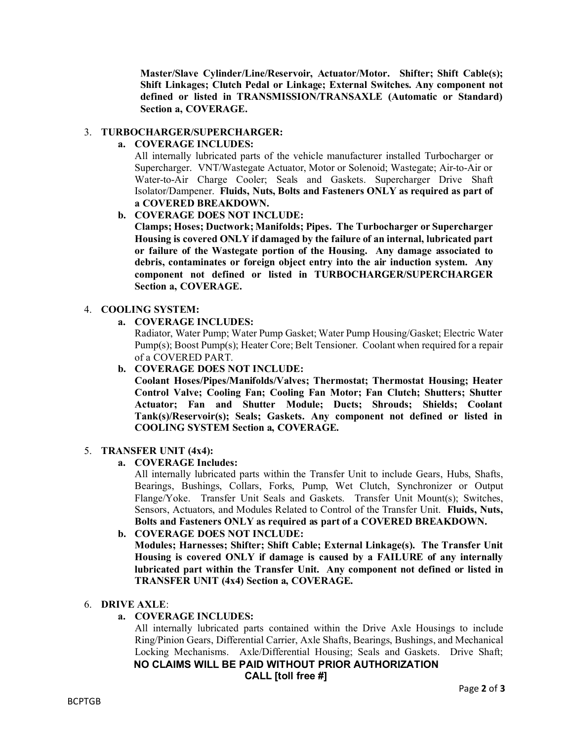**Master/Slave Cylinder/Line/Reservoir, Actuator/Motor. Shifter; Shift Cable(s); Shift Linkages; Clutch Pedal or Linkage; External Switches. Any component not defined or listed in TRANSMISSION/TRANSAXLE (Automatic or Standard) Section a, COVERAGE.**

3. **TURBOCHARGER/SUPERCHARGER:**
   - **a. COVERAGE INCLUDES:**
     All internally lubricated parts of the vehicle manufacturer installed Turbocharger or Supercharger. VNT/Wastegate Actuator, Motor or Solenoid; Wastegate; Air-to-Air or Water-to-Air Charge Cooler; Seals and Gaskets. Supercharger Drive Shaft Isolator/Dampener. **Fluids, Nuts, Bolts and Fasteners ONLY as required as part of a COVERED BREAKDOWN.**
   - **b. COVERAGE DOES NOT INCLUDE:**
     **Clamps; Hoses; Ductwork; Manifolds; Pipes. The Turbocharger or Supercharger Housing is covered ONLY if damaged by the failure of an internal, lubricated part or failure of the Wastegate portion of the Housing. Any damage associated to debris, contaminates or foreign object entry into the air induction system. Any component not defined or listed in TURBOCHARGER/SUPERCHARGER Section a, COVERAGE.**

4. **COOLING SYSTEM:**
   - **a. COVERAGE INCLUDES:**
     Radiator, Water Pump; Water Pump Gasket; Water Pump Housing/Gasket; Electric Water Pump(s); Boost Pump(s); Heater Core; Belt Tensioner. Coolant when required for a repair of a COVERED PART.
   - **b. COVERAGE DOES NOT INCLUDE:**
     **Coolant Hoses/Pipes/Manifolds/Valves; Thermostat; Thermostat Housing; Heater Control Valve; Cooling Fan; Cooling Fan Motor; Fan Clutch; Shutters; Shutter Actuator; Fan and Shutter Module; Ducts; Shrouds; Shields; Coolant Tank(s)/Reservoir(s); Seals; Gaskets. Any component not defined or listed in COOLING SYSTEM Section a, COVERAGE.**

5. **TRANSFER UNIT (4x4):**
   - **a. COVERAGE Includes:**
     All internally lubricated parts within the Transfer Unit to include Gears, Hubs, Shafts, Bearings, Bushings, Collars, Forks, Pump, Wet Clutch, Synchronizer or Output Flange/Yoke. Transfer Unit Seals and Gaskets. Transfer Unit Mount(s); Switches, Sensors, Actuators, and Modules Related to Control of the Transfer Unit. **Fluids, Nuts, Bolts and Fasteners ONLY as required as part of a COVERED BREAKDOWN.**
   - **b. COVERAGE DOES NOT INCLUDE:**
     **Modules; Harnesses; Shifter; Shift Cable; External Linkage(s). The Transfer Unit Housing is covered ONLY if damage is caused by a FAILURE of any internally lubricated part within the Transfer Unit. Any component not defined or listed in TRANSFER UNIT (4x4) Section a, COVERAGE.**

6. **DRIVE AXLE**:
   - **a. COVERAGE INCLUDES:**
     All internally lubricated parts contained within the Drive Axle Housings to include Ring/Pinion Gears, Differential Carrier, Axle Shafts, Bearings, Bushings, and Mechanical Locking Mechanisms. Axle/Differential Housing; Seals and Gaskets. Drive Shaft;

**NO CLAIMS WILL BE PAID WITHOUT PRIOR AUTHORIZATION**
**CALL [toll free #]**

BCPTGB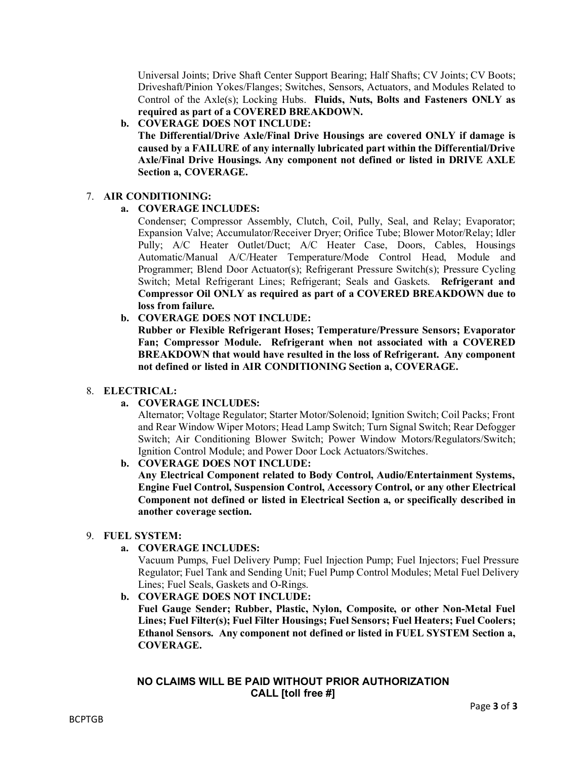Universal Joints; Drive Shaft Center Support Bearing; Half Shafts; CV Joints; CV Boots; Driveshaft/Pinion Yokes/Flanges; Switches, Sensors, Actuators, and Modules Related to Control of the Axle(s); Locking Hubs. **Fluids, Nuts, Bolts and Fasteners ONLY as required as part of a COVERED BREAKDOWN.**

**b. COVERAGE DOES NOT INCLUDE:**

**The Differential/Drive Axle/Final Drive Housings are covered ONLY if damage is caused by a FAILURE of any internally lubricated part within the Differential/Drive Axle/Final Drive Housings. Any component not defined or listed in DRIVE AXLE Section a, COVERAGE.**

7. **AIR CONDITIONING:**

**a. COVERAGE INCLUDES:**

Condenser; Compressor Assembly, Clutch, Coil, Pully, Seal, and Relay; Evaporator; Expansion Valve; Accumulator/Receiver Dryer; Orifice Tube; Blower Motor/Relay; Idler Pully; A/C Heater Outlet/Duct; A/C Heater Case, Doors, Cables, Housings Automatic/Manual A/C/Heater Temperature/Mode Control Head, Module and Programmer; Blend Door Actuator(s); Refrigerant Pressure Switch(s); Pressure Cycling Switch; Metal Refrigerant Lines; Refrigerant; Seals and Gaskets. **Refrigerant and Compressor Oil ONLY as required as part of a COVERED BREAKDOWN due to loss from failure.**

**b. COVERAGE DOES NOT INCLUDE:**

**Rubber or Flexible Refrigerant Hoses; Temperature/Pressure Sensors; Evaporator Fan; Compressor Module. Refrigerant when not associated with a COVERED BREAKDOWN that would have resulted in the loss of Refrigerant. Any component not defined or listed in AIR CONDITIONING Section a, COVERAGE.**

8. **ELECTRICAL:**

**a. COVERAGE INCLUDES:**

Alternator; Voltage Regulator; Starter Motor/Solenoid; Ignition Switch; Coil Packs; Front and Rear Window Wiper Motors; Head Lamp Switch; Turn Signal Switch; Rear Defogger Switch; Air Conditioning Blower Switch; Power Window Motors/Regulators/Switch; Ignition Control Module; and Power Door Lock Actuators/Switches.

**b. COVERAGE DOES NOT INCLUDE:**

**Any Electrical Component related to Body Control, Audio/Entertainment Systems, Engine Fuel Control, Suspension Control, Accessory Control, or any other Electrical Component not defined or listed in Electrical Section a, or specifically described in another coverage section.**

9. **FUEL SYSTEM:**

**a. COVERAGE INCLUDES:**

Vacuum Pumps, Fuel Delivery Pump; Fuel Injection Pump; Fuel Injectors; Fuel Pressure Regulator; Fuel Tank and Sending Unit; Fuel Pump Control Modules; Metal Fuel Delivery Lines; Fuel Seals, Gaskets and O-Rings.

**b. COVERAGE DOES NOT INCLUDE:**

**Fuel Gauge Sender; Rubber, Plastic, Nylon, Composite, or other Non-Metal Fuel Lines; Fuel Filter(s); Fuel Filter Housings; Fuel Sensors; Fuel Heaters; Fuel Coolers; Ethanol Sensors. Any component not defined or listed in FUEL SYSTEM Section a, COVERAGE.**

**NO CLAIMS WILL BE PAID WITHOUT PRIOR AUTHORIZATION**
**CALL [toll free #]**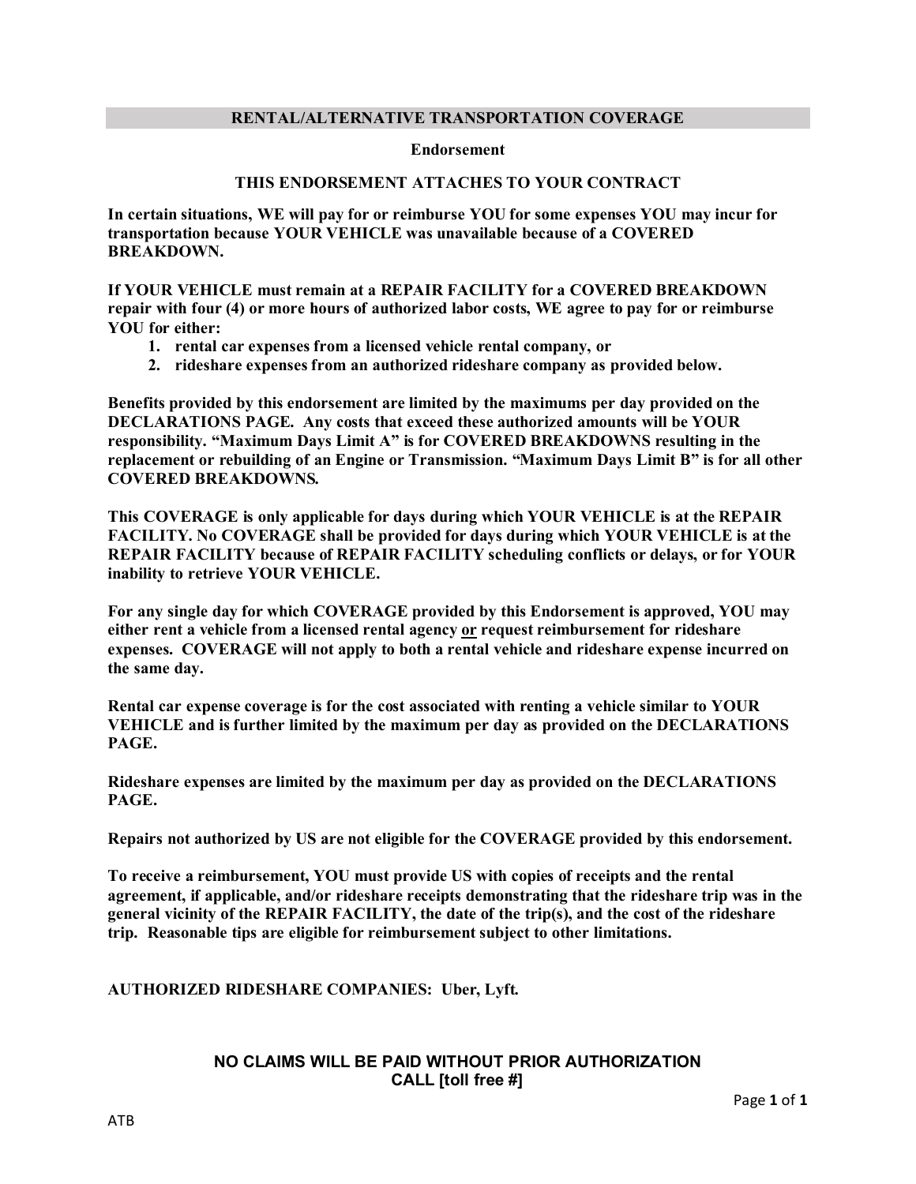# RENTAL/ALTERNATIVE TRANSPORTATION COVERAGE

**Endorsement**

**THIS ENDORSEMENT ATTACHES TO YOUR CONTRACT**

**In certain situations, WE will pay for or reimburse YOU for some expenses YOU may incur for transportation because YOUR VEHICLE was unavailable because of a COVERED BREAKDOWN.**

**If YOUR VEHICLE must remain at a REPAIR FACILITY for a COVERED BREAKDOWN repair with four (4) or more hours of authorized labor costs, WE agree to pay for or reimburse YOU for either:**

1. **rental car expenses from a licensed vehicle rental company, or**
2. **rideshare expenses from an authorized rideshare company as provided below.**

**Benefits provided by this endorsement are limited by the maximums per day provided on the DECLARATIONS PAGE. Any costs that exceed these authorized amounts will be YOUR responsibility. "Maximum Days Limit A" is for COVERED BREAKDOWNS resulting in the replacement or rebuilding of an Engine or Transmission. "Maximum Days Limit B" is for all other COVERED BREAKDOWNS.**

**This COVERAGE is only applicable for days during which YOUR VEHICLE is at the REPAIR FACILITY. No COVERAGE shall be provided for days during which YOUR VEHICLE is at the REPAIR FACILITY because of REPAIR FACILITY scheduling conflicts or delays, or for YOUR inability to retrieve YOUR VEHICLE.**

**For any single day for which COVERAGE provided by this Endorsement is approved, YOU may either rent a vehicle from a licensed rental agency <u>or</u> request reimbursement for rideshare expenses. COVERAGE will not apply to both a rental vehicle and rideshare expense incurred on the same day.**

**Rental car expense coverage is for the cost associated with renting a vehicle similar to YOUR VEHICLE and is further limited by the maximum per day as provided on the DECLARATIONS PAGE.**

**Rideshare expenses are limited by the maximum per day as provided on the DECLARATIONS PAGE.**

**Repairs not authorized by US are not eligible for the COVERAGE provided by this endorsement.**

**To receive a reimbursement, YOU must provide US with copies of receipts and the rental agreement, if applicable, and/or rideshare receipts demonstrating that the rideshare trip was in the general vicinity of the REPAIR FACILITY, the date of the trip(s), and the cost of the rideshare trip. Reasonable tips are eligible for reimbursement subject to other limitations.**

**AUTHORIZED RIDESHARE COMPANIES: Uber, Lyft.**

**NO CLAIMS WILL BE PAID WITHOUT PRIOR AUTHORIZATION**
**CALL [toll free #]**

ATB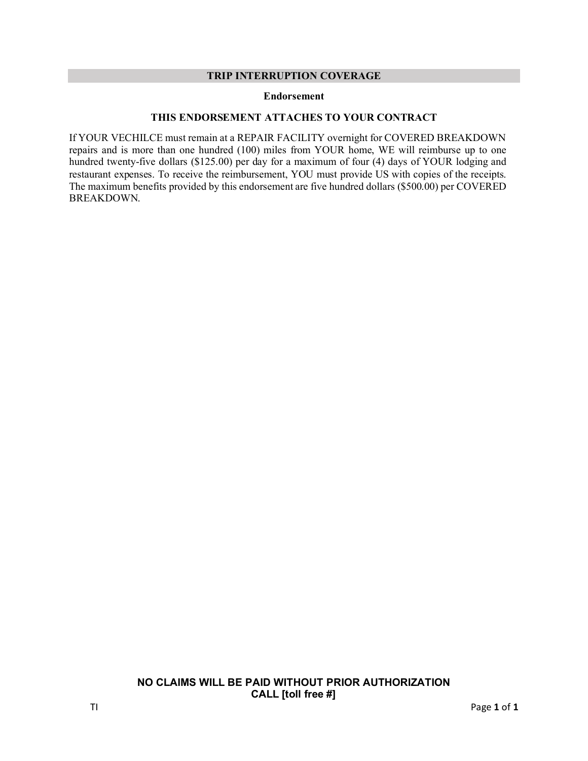## TRIP INTERRUPTION COVERAGE

**Endorsement**

**THIS ENDORSEMENT ATTACHES TO YOUR CONTRACT**

If YOUR VECHILCE must remain at a REPAIR FACILITY overnight for COVERED BREAKDOWN repairs and is more than one hundred (100) miles from YOUR home, WE will reimburse up to one hundred twenty-five dollars ($125.00) per day for a maximum of four (4) days of YOUR lodging and restaurant expenses. To receive the reimbursement, YOU must provide US with copies of the receipts. The maximum benefits provided by this endorsement are five hundred dollars ($500.00) per COVERED BREAKDOWN.

**NO CLAIMS WILL BE PAID WITHOUT PRIOR AUTHORIZATION**
**CALL [toll free #]**

TI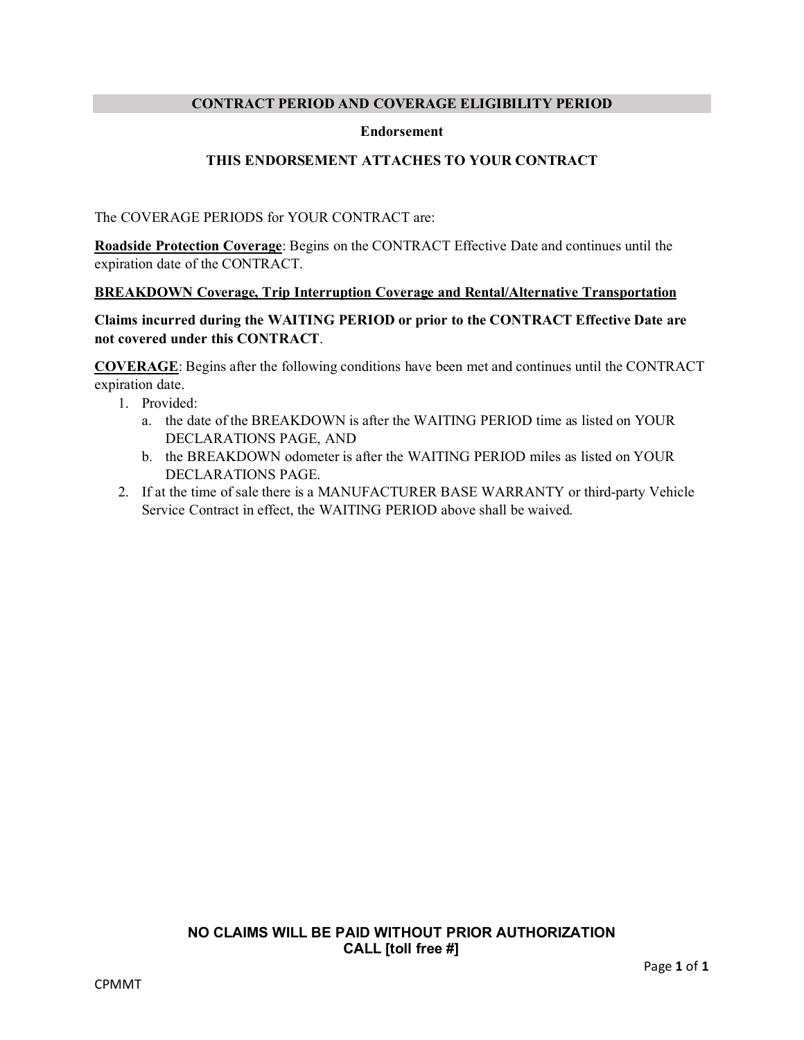## CONTRACT PERIOD AND COVERAGE ELIGIBILITY PERIOD

**Endorsement**

**THIS ENDORSEMENT ATTACHES TO YOUR CONTRACT**

The COVERAGE PERIODS for YOUR CONTRACT are:

**Roadside Protection Coverage**: Begins on the CONTRACT Effective Date and continues until the expiration date of the CONTRACT.

**BREAKDOWN Coverage, Trip Interruption Coverage and Rental/Alternative Transportation**

**Claims incurred during the WAITING PERIOD or prior to the CONTRACT Effective Date are not covered under this CONTRACT**.

**COVERAGE**: Begins after the following conditions have been met and continues until the CONTRACT expiration date.

1. Provided:
   a. the date of the BREAKDOWN is after the WAITING PERIOD time as listed on YOUR DECLARATIONS PAGE, AND
   b. the BREAKDOWN odometer is after the WAITING PERIOD miles as listed on YOUR DECLARATIONS PAGE.
2. If at the time of sale there is a MANUFACTURER BASE WARRANTY or third-party Vehicle Service Contract in effect, the WAITING PERIOD above shall be waived.

**NO CLAIMS WILL BE PAID WITHOUT PRIOR AUTHORIZATION**
**CALL [toll free #]**

CPMMT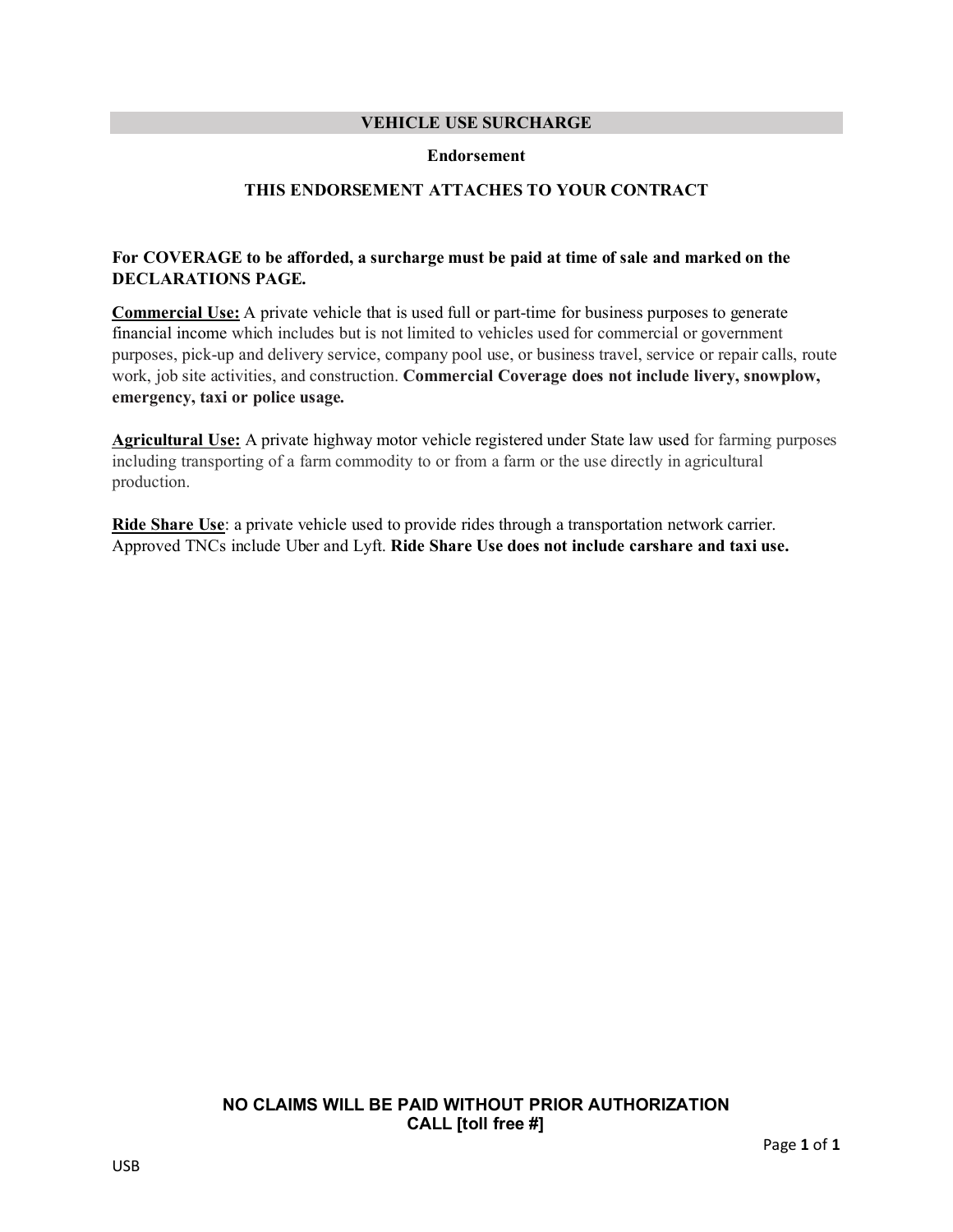## VEHICLE USE SURCHARGE

**Endorsement**

**THIS ENDORSEMENT ATTACHES TO YOUR CONTRACT**

**For COVERAGE to be afforded, a surcharge must be paid at time of sale and marked on the DECLARATIONS PAGE.**

**Commercial Use:** A private vehicle that is used full or part-time for business purposes to generate financial income which includes but is not limited to vehicles used for commercial or government purposes, pick-up and delivery service, company pool use, or business travel, service or repair calls, route work, job site activities, and construction. **Commercial Coverage does not include livery, snowplow, emergency, taxi or police usage.**

**Agricultural Use:** A private highway motor vehicle registered under State law used for farming purposes including transporting of a farm commodity to or from a farm or the use directly in agricultural production.

**Ride Share Use**: a private vehicle used to provide rides through a transportation network carrier. Approved TNCs include Uber and Lyft. **Ride Share Use does not include carshare and taxi use.**

**NO CLAIMS WILL BE PAID WITHOUT PRIOR AUTHORIZATION**
**CALL [toll free #]**

USB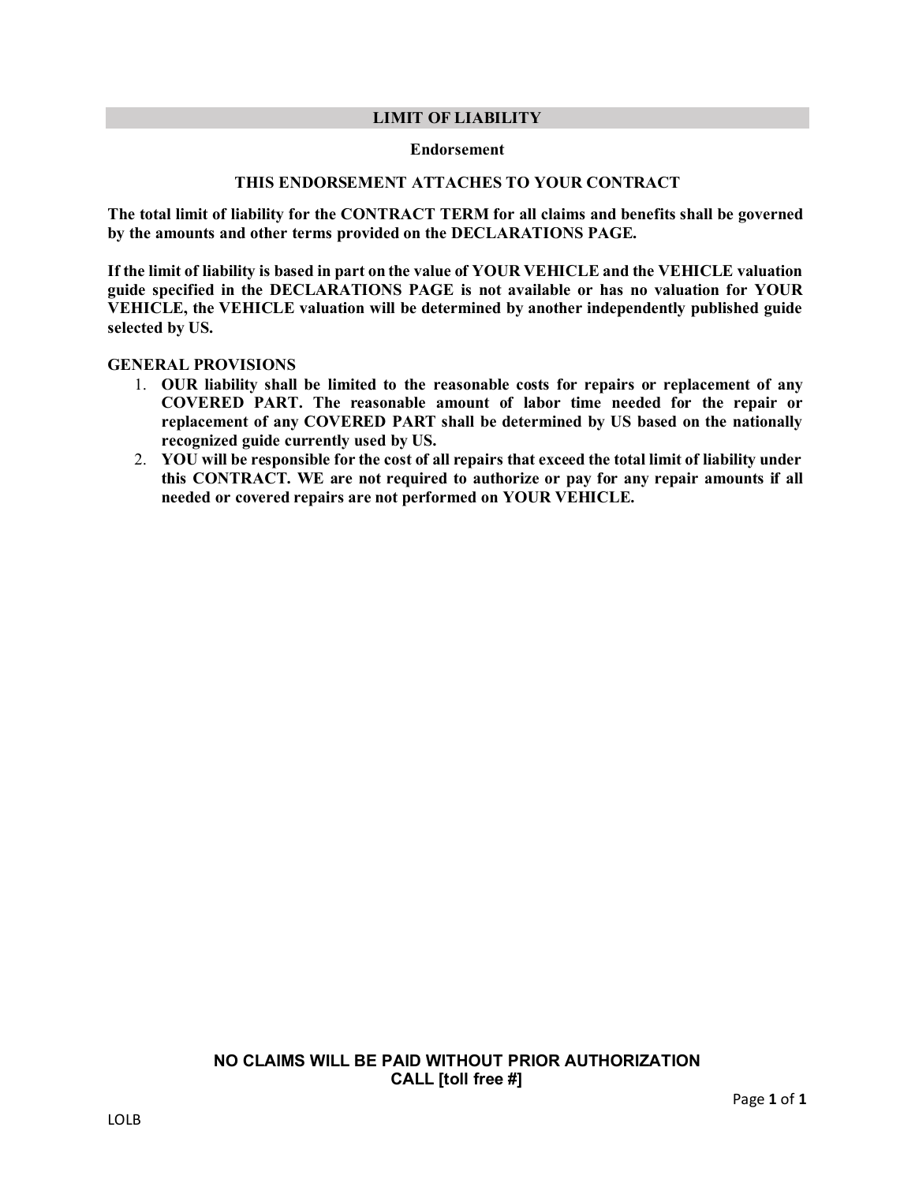## LIMIT OF LIABILITY

**Endorsement**

**THIS ENDORSEMENT ATTACHES TO YOUR CONTRACT**

**The total limit of liability for the CONTRACT TERM for all claims and benefits shall be governed by the amounts and other terms provided on the DECLARATIONS PAGE.**

**If the limit of liability is based in part on the value of YOUR VEHICLE and the VEHICLE valuation guide specified in the DECLARATIONS PAGE is not available or has no valuation for YOUR VEHICLE, the VEHICLE valuation will be determined by another independently published guide selected by US.**

**GENERAL PROVISIONS**

1. **OUR liability shall be limited to the reasonable costs for repairs or replacement of any COVERED PART. The reasonable amount of labor time needed for the repair or replacement of any COVERED PART shall be determined by US based on the nationally recognized guide currently used by US.**
2. **YOU will be responsible for the cost of all repairs that exceed the total limit of liability under this CONTRACT. WE are not required to authorize or pay for any repair amounts if all needed or covered repairs are not performed on YOUR VEHICLE.**

**NO CLAIMS WILL BE PAID WITHOUT PRIOR AUTHORIZATION**
**CALL [toll free #]**

LOLB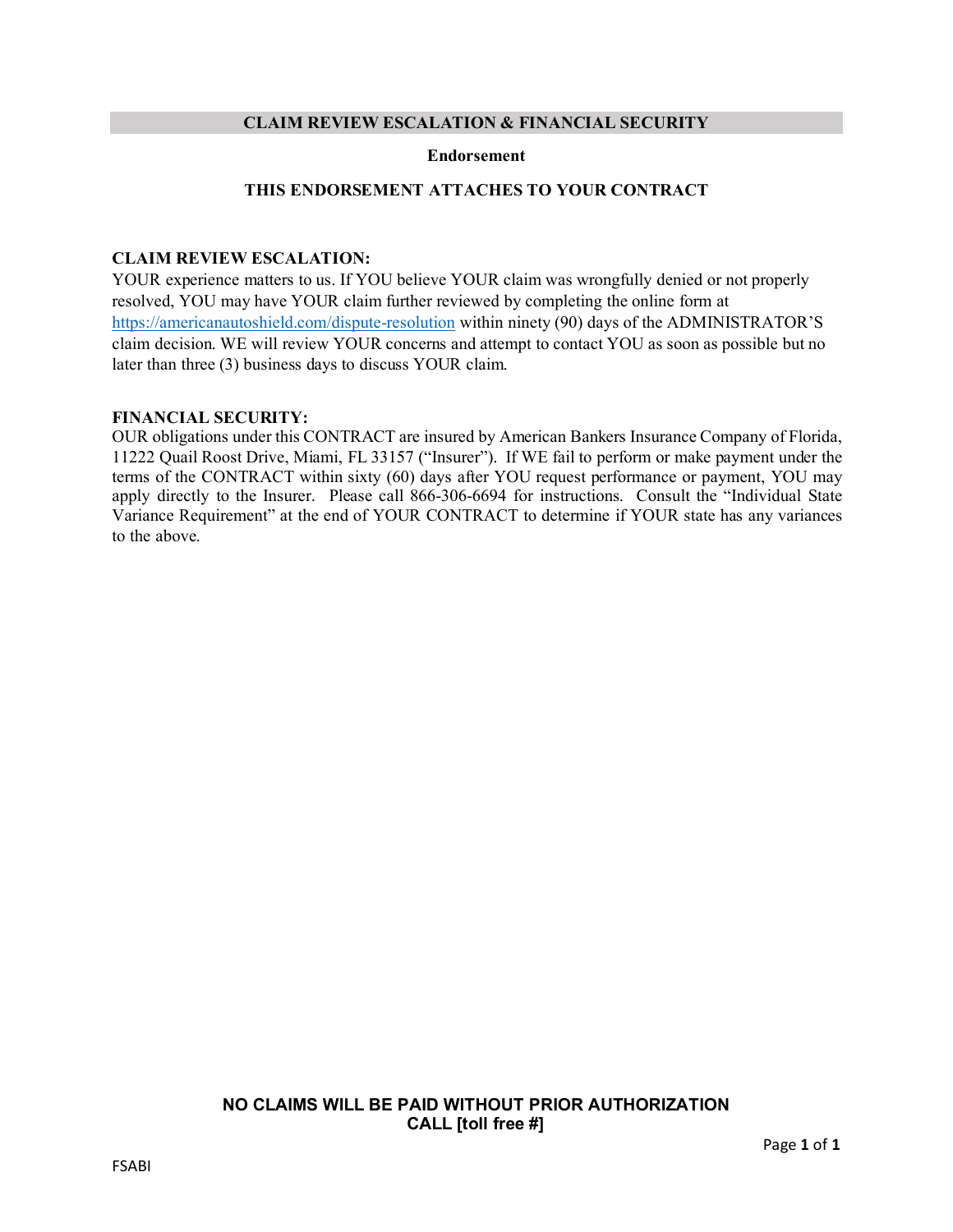## CLAIM REVIEW ESCALATION & FINANCIAL SECURITY

**Endorsement**

**THIS ENDORSEMENT ATTACHES TO YOUR CONTRACT**

**CLAIM REVIEW ESCALATION:**
YOUR experience matters to us. If YOU believe YOUR claim was wrongfully denied or not properly resolved, YOU may have YOUR claim further reviewed by completing the online form at https://americanautoshield.com/dispute-resolution within ninety (90) days of the ADMINISTRATOR'S claim decision. WE will review YOUR concerns and attempt to contact YOU as soon as possible but no later than three (3) business days to discuss YOUR claim.

**FINANCIAL SECURITY:**
OUR obligations under this CONTRACT are insured by American Bankers Insurance Company of Florida, 11222 Quail Roost Drive, Miami, FL 33157 ("Insurer"). If WE fail to perform or make payment under the terms of the CONTRACT within sixty (60) days after YOU request performance or payment, YOU may apply directly to the Insurer. Please call 866-306-6694 for instructions. Consult the "Individual State Variance Requirement" at the end of YOUR CONTRACT to determine if YOUR state has any variances to the above.

**NO CLAIMS WILL BE PAID WITHOUT PRIOR AUTHORIZATION**
**CALL [toll free #]**

FSABI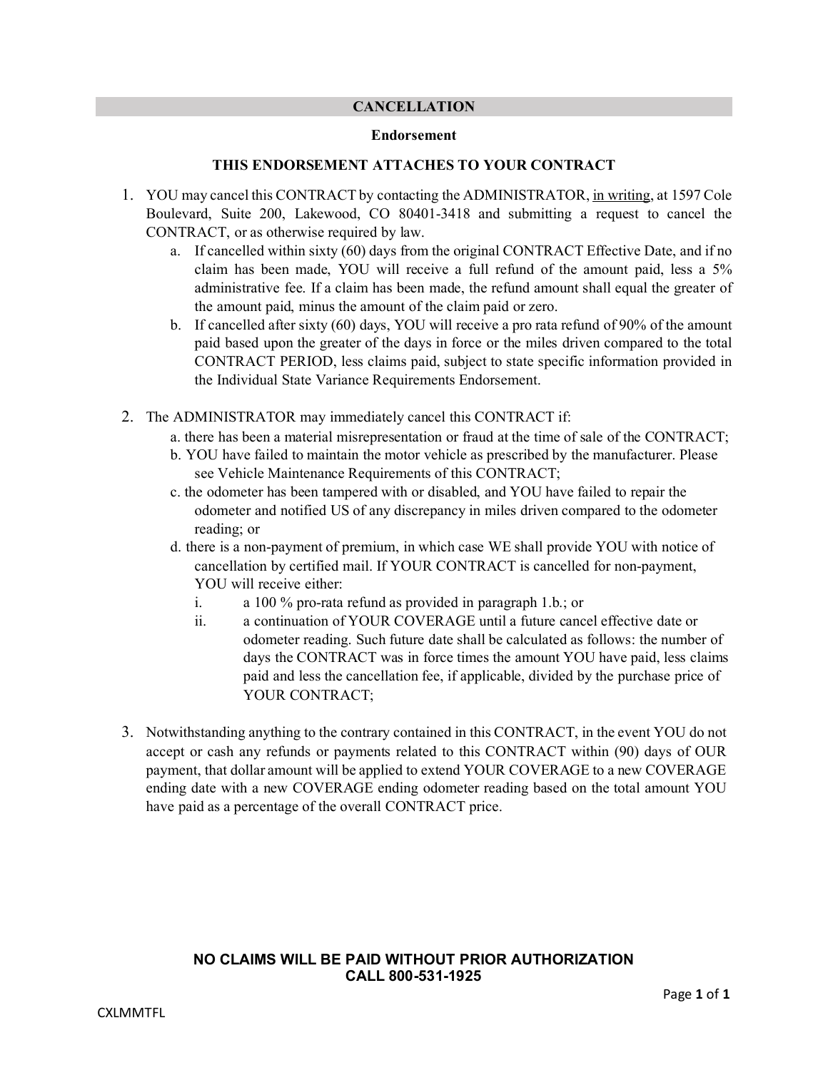## CANCELLATION

**Endorsement**

**THIS ENDORSEMENT ATTACHES TO YOUR CONTRACT**

1. YOU may cancel this CONTRACT by contacting the ADMINISTRATOR, <u>in writing</u>, at 1597 Cole Boulevard, Suite 200, Lakewood, CO 80401-3418 and submitting a request to cancel the CONTRACT, or as otherwise required by law.
   a. If cancelled within sixty (60) days from the original CONTRACT Effective Date, and if no claim has been made, YOU will receive a full refund of the amount paid, less a 5% administrative fee. If a claim has been made, the refund amount shall equal the greater of the amount paid, minus the amount of the claim paid or zero.
   b. If cancelled after sixty (60) days, YOU will receive a pro rata refund of 90% of the amount paid based upon the greater of the days in force or the miles driven compared to the total CONTRACT PERIOD, less claims paid, subject to state specific information provided in the Individual State Variance Requirements Endorsement.

2. The ADMINISTRATOR may immediately cancel this CONTRACT if:
   a. there has been a material misrepresentation or fraud at the time of sale of the CONTRACT;
   b. YOU have failed to maintain the motor vehicle as prescribed by the manufacturer. Please see Vehicle Maintenance Requirements of this CONTRACT;
   c. the odometer has been tampered with or disabled, and YOU have failed to repair the odometer and notified US of any discrepancy in miles driven compared to the odometer reading; or
   d. there is a non-payment of premium, in which case WE shall provide YOU with notice of cancellation by certified mail. If YOUR CONTRACT is cancelled for non-payment, YOU will receive either:
      i. a 100 % pro-rata refund as provided in paragraph 1.b.; or
      ii. a continuation of YOUR COVERAGE until a future cancel effective date or odometer reading. Such future date shall be calculated as follows: the number of days the CONTRACT was in force times the amount YOU have paid, less claims paid and less the cancellation fee, if applicable, divided by the purchase price of YOUR CONTRACT;

3. Notwithstanding anything to the contrary contained in this CONTRACT, in the event YOU do not accept or cash any refunds or payments related to this CONTRACT within (90) days of OUR payment, that dollar amount will be applied to extend YOUR COVERAGE to a new COVERAGE ending date with a new COVERAGE ending odometer reading based on the total amount YOU have paid as a percentage of the overall CONTRACT price.

**NO CLAIMS WILL BE PAID WITHOUT PRIOR AUTHORIZATION**
**CALL 800-531-1925**

CXLMMTFL